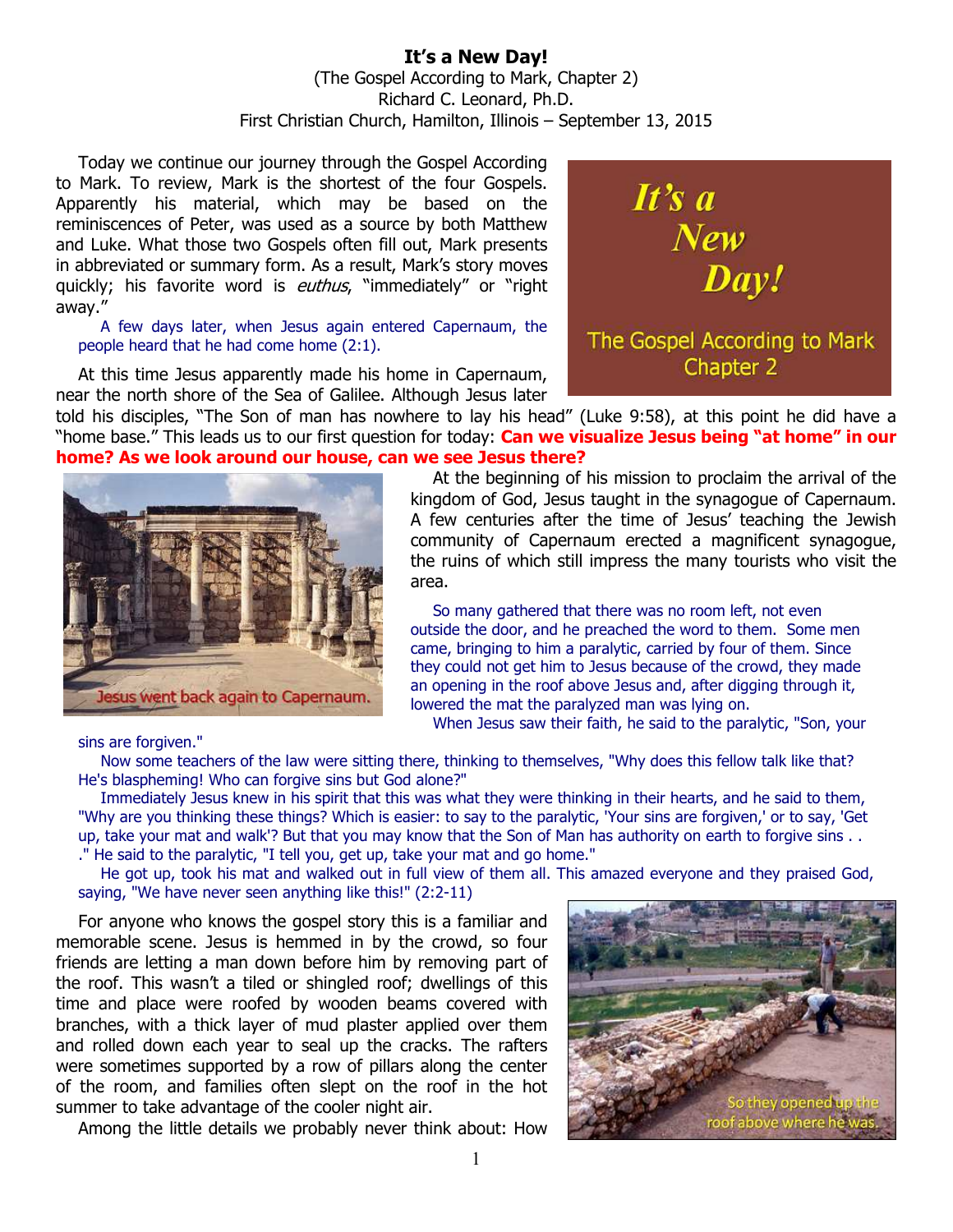# It's a New Day!

(The Gospel According to Mark, Chapter 2)
Richard C. Leonard, Ph.D.
First Christian Church, Hamilton, Illinois – September 13, 2015

Today we continue our journey through the Gospel According to Mark. To review, Mark is the shortest of the four Gospels. Apparently his material, which may be based on the reminiscences of Peter, was used as a source by both Matthew and Luke. What those two Gospels often fill out, Mark presents in abbreviated or summary form. As a result, Mark's story moves quickly; his favorite word is *euthus*, "immediately" or "right away."

> A few days later, when Jesus again entered Capernaum, the people heard that he had come home (2:1).

At this time Jesus apparently made his home in Capernaum, near the north shore of the Sea of Galilee. Although Jesus later told his disciples, "The Son of man has nowhere to lay his head" (Luke 9:58), at this point he did have a "home base." This leads us to our first question for today: **Can we visualize Jesus being "at home" in our home? As we look around our house, can we see Jesus there?**

At the beginning of his mission to proclaim the arrival of the kingdom of God, Jesus taught in the synagogue of Capernaum. A few centuries after the time of Jesus' teaching the Jewish community of Capernaum erected a magnificent synagogue, the ruins of which still impress the many tourists who visit the area.

Jesus went back again to Capernaum.

> So many gathered that there was no room left, not even outside the door, and he preached the word to them. Some men came, bringing to him a paralytic, carried by four of them. Since they could not get him to Jesus because of the crowd, they made an opening in the roof above Jesus and, after digging through it, lowered the mat the paralyzed man was lying on.
>
> When Jesus saw their faith, he said to the paralytic, "Son, your sins are forgiven."
>
> Now some teachers of the law were sitting there, thinking to themselves, "Why does this fellow talk like that? He's blaspheming! Who can forgive sins but God alone?"
>
> Immediately Jesus knew in his spirit that this was what they were thinking in their hearts, and he said to them, "Why are you thinking these things? Which is easier: to say to the paralytic, 'Your sins are forgiven,' or to say, 'Get up, take your mat and walk'? But that you may know that the Son of Man has authority on earth to forgive sins . . ." He said to the paralytic, "I tell you, get up, take your mat and go home."
>
> He got up, took his mat and walked out in full view of them all. This amazed everyone and they praised God, saying, "We have never seen anything like this!" (2:2-11)

For anyone who knows the gospel story this is a familiar and memorable scene. Jesus is hemmed in by the crowd, so four friends are letting a man down before him by removing part of the roof. This wasn't a tiled or shingled roof; dwellings of this time and place were roofed by wooden beams covered with branches, with a thick layer of mud plaster applied over them and rolled down each year to seal up the cracks. The rafters were sometimes supported by a row of pillars along the center of the room, and families often slept on the roof in the hot summer to take advantage of the cooler night air.

So they opened up the roof above where he was.

Among the little details we probably never think about: How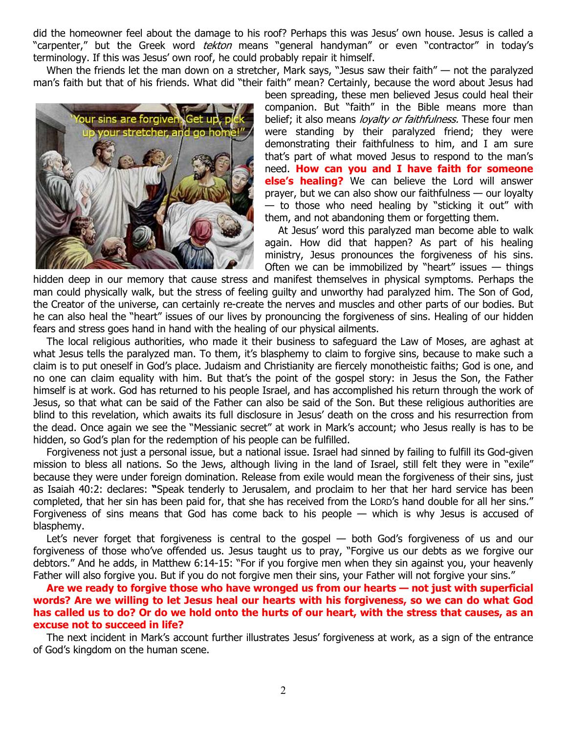did the homeowner feel about the damage to his roof? Perhaps this was Jesus' own house. Jesus is called a "carpenter," but the Greek word *tekton* means "general handyman" or even "contractor" in today's terminology. If this was Jesus' own roof, he could probably repair it himself.

When the friends let the man down on a stretcher, Mark says, "Jesus saw their faith" — not the paralyzed man's faith but that of his friends. What did "their faith" mean? Certainly, because the word about Jesus had been spreading, these men believed Jesus could heal their companion. But "faith" in the Bible means more than belief; it also means *loyalty or faithfulness.* These four men were standing by their paralyzed friend; they were demonstrating their faithfulness to him, and I am sure that's part of what moved Jesus to respond to the man's need. **How can you and I have faith for someone else's healing?** We can believe the Lord will answer prayer, but we can also show our faithfulness — our loyalty — to those who need healing by "sticking it out" with them, and not abandoning them or forgetting them.

At Jesus' word this paralyzed man become able to walk again. How did that happen? As part of his healing ministry, Jesus pronounces the forgiveness of his sins. Often we can be immobilized by "heart" issues — things hidden deep in our memory that cause stress and manifest themselves in physical symptoms. Perhaps the man could physically walk, but the stress of feeling guilty and unworthy had paralyzed him. The Son of God, the Creator of the universe, can certainly re-create the nerves and muscles and other parts of our bodies. But he can also heal the "heart" issues of our lives by pronouncing the forgiveness of sins. Healing of our hidden fears and stress goes hand in hand with the healing of our physical ailments.

The local religious authorities, who made it their business to safeguard the Law of Moses, are aghast at what Jesus tells the paralyzed man. To them, it's blasphemy to claim to forgive sins, because to make such a claim is to put oneself in God's place. Judaism and Christianity are fiercely monotheistic faiths; God is one, and no one can claim equality with him. But that's the point of the gospel story: in Jesus the Son, the Father himself is at work. God has returned to his people Israel, and has accomplished his return through the work of Jesus, so that what can be said of the Father can also be said of the Son. But these religious authorities are blind to this revelation, which awaits its full disclosure in Jesus' death on the cross and his resurrection from the dead. Once again we see the "Messianic secret" at work in Mark's account; who Jesus really is has to be hidden, so God's plan for the redemption of his people can be fulfilled.

Forgiveness not just a personal issue, but a national issue. Israel had sinned by failing to fulfill its God-given mission to bless all nations. So the Jews, although living in the land of Israel, still felt they were in "exile" because they were under foreign domination. Release from exile would mean the forgiveness of their sins, just as Isaiah 40:2: declares: "Speak tenderly to Jerusalem, and proclaim to her that her hard service has been completed, that her sin has been paid for, that she has received from the LORD's hand double for all her sins." Forgiveness of sins means that God has come back to his people — which is why Jesus is accused of blasphemy.

Let's never forget that forgiveness is central to the gospel — both God's forgiveness of us and our forgiveness of those who've offended us. Jesus taught us to pray, "Forgive us our debts as we forgive our debtors." And he adds, in Matthew 6:14-15: "For if you forgive men when they sin against you, your heavenly Father will also forgive you. But if you do not forgive men their sins, your Father will not forgive your sins."

**Are we ready to forgive those who have wronged us from our hearts — not just with superficial words? Are we willing to let Jesus heal our hearts with his forgiveness, so we can do what God has called us to do? Or do we hold onto the hurts of our heart, with the stress that causes, as an excuse not to succeed in life?**

The next incident in Mark's account further illustrates Jesus' forgiveness at work, as a sign of the entrance of God's kingdom on the human scene.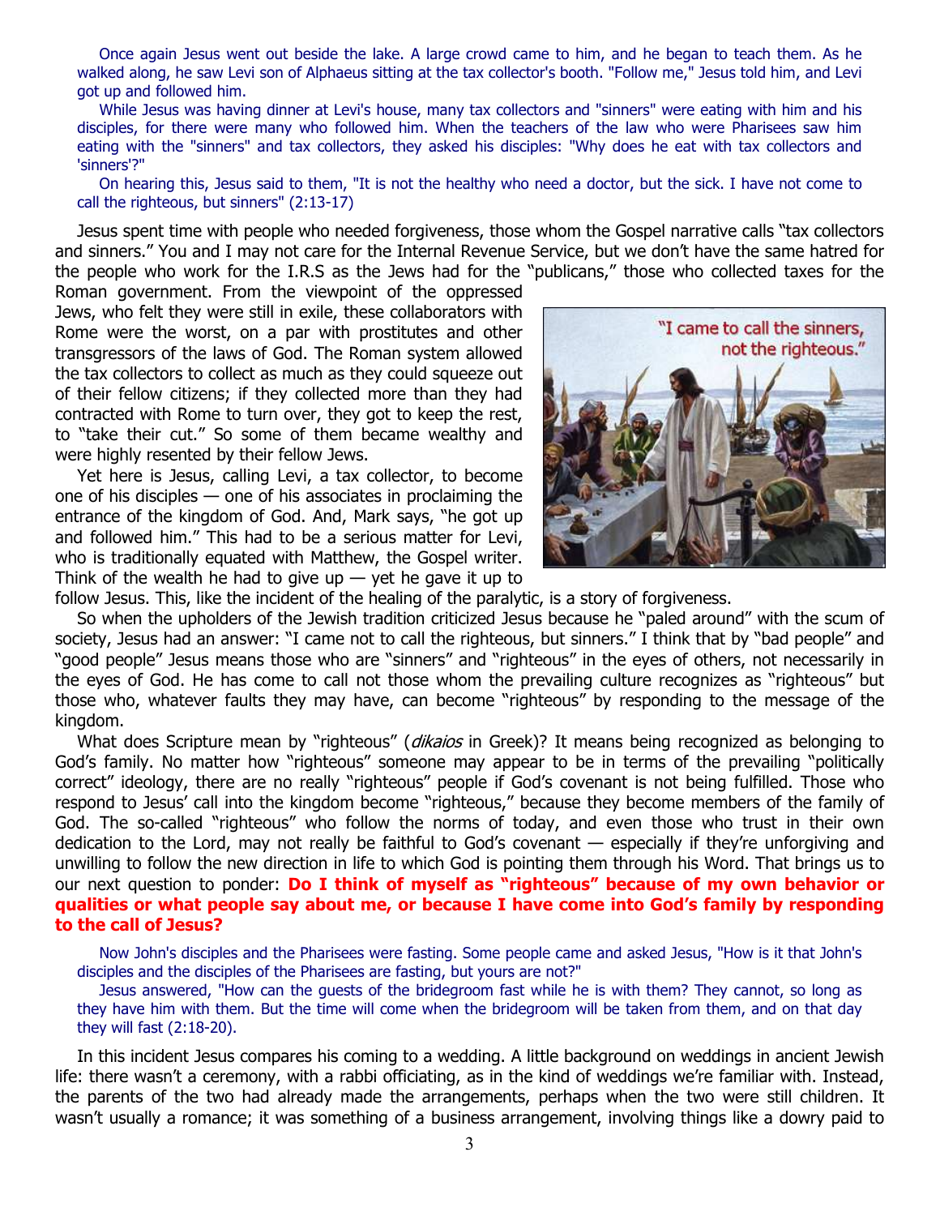Once again Jesus went out beside the lake. A large crowd came to him, and he began to teach them. As he walked along, he saw Levi son of Alphaeus sitting at the tax collector's booth. "Follow me," Jesus told him, and Levi got up and followed him.

While Jesus was having dinner at Levi's house, many tax collectors and "sinners" were eating with him and his disciples, for there were many who followed him. When the teachers of the law who were Pharisees saw him eating with the "sinners" and tax collectors, they asked his disciples: "Why does he eat with tax collectors and 'sinners'?"

On hearing this, Jesus said to them, "It is not the healthy who need a doctor, but the sick. I have not come to call the righteous, but sinners" (2:13-17)

Jesus spent time with people who needed forgiveness, those whom the Gospel narrative calls "tax collectors and sinners." You and I may not care for the Internal Revenue Service, but we don't have the same hatred for the people who work for the I.R.S as the Jews had for the "publicans," those who collected taxes for the Roman government. From the viewpoint of the oppressed Jews, who felt they were still in exile, these collaborators with Rome were the worst, on a par with prostitutes and other transgressors of the laws of God. The Roman system allowed the tax collectors to collect as much as they could squeeze out of their fellow citizens; if they collected more than they had contracted with Rome to turn over, they got to keep the rest, to "take their cut." So some of them became wealthy and were highly resented by their fellow Jews.

Yet here is Jesus, calling Levi, a tax collector, to become one of his disciples — one of his associates in proclaiming the entrance of the kingdom of God. And, Mark says, "he got up and followed him." This had to be a serious matter for Levi, who is traditionally equated with Matthew, the Gospel writer. Think of the wealth he had to give up — yet he gave it up to follow Jesus. This, like the incident of the healing of the paralytic, is a story of forgiveness.

So when the upholders of the Jewish tradition criticized Jesus because he "paled around" with the scum of society, Jesus had an answer: "I came not to call the righteous, but sinners." I think that by "bad people" and "good people" Jesus means those who are "sinners" and "righteous" in the eyes of others, not necessarily in the eyes of God. He has come to call not those whom the prevailing culture recognizes as "righteous" but those who, whatever faults they may have, can become "righteous" by responding to the message of the kingdom.

What does Scripture mean by "righteous" (*dikaios* in Greek)? It means being recognized as belonging to God's family. No matter how "righteous" someone may appear to be in terms of the prevailing "politically correct" ideology, there are no really "righteous" people if God's covenant is not being fulfilled. Those who respond to Jesus' call into the kingdom become "righteous," because they become members of the family of God. The so-called "righteous" who follow the norms of today, and even those who trust in their own dedication to the Lord, may not really be faithful to God's covenant — especially if they're unforgiving and unwilling to follow the new direction in life to which God is pointing them through his Word. That brings us to our next question to ponder: **Do I think of myself as "righteous" because of my own behavior or qualities or what people say about me, or because I have come into God's family by responding to the call of Jesus?**

Now John's disciples and the Pharisees were fasting. Some people came and asked Jesus, "How is it that John's disciples and the disciples of the Pharisees are fasting, but yours are not?"

Jesus answered, "How can the guests of the bridegroom fast while he is with them? They cannot, so long as they have him with them. But the time will come when the bridegroom will be taken from them, and on that day they will fast (2:18-20).

In this incident Jesus compares his coming to a wedding. A little background on weddings in ancient Jewish life: there wasn't a ceremony, with a rabbi officiating, as in the kind of weddings we're familiar with. Instead, the parents of the two had already made the arrangements, perhaps when the two were still children. It wasn't usually a romance; it was something of a business arrangement, involving things like a dowry paid to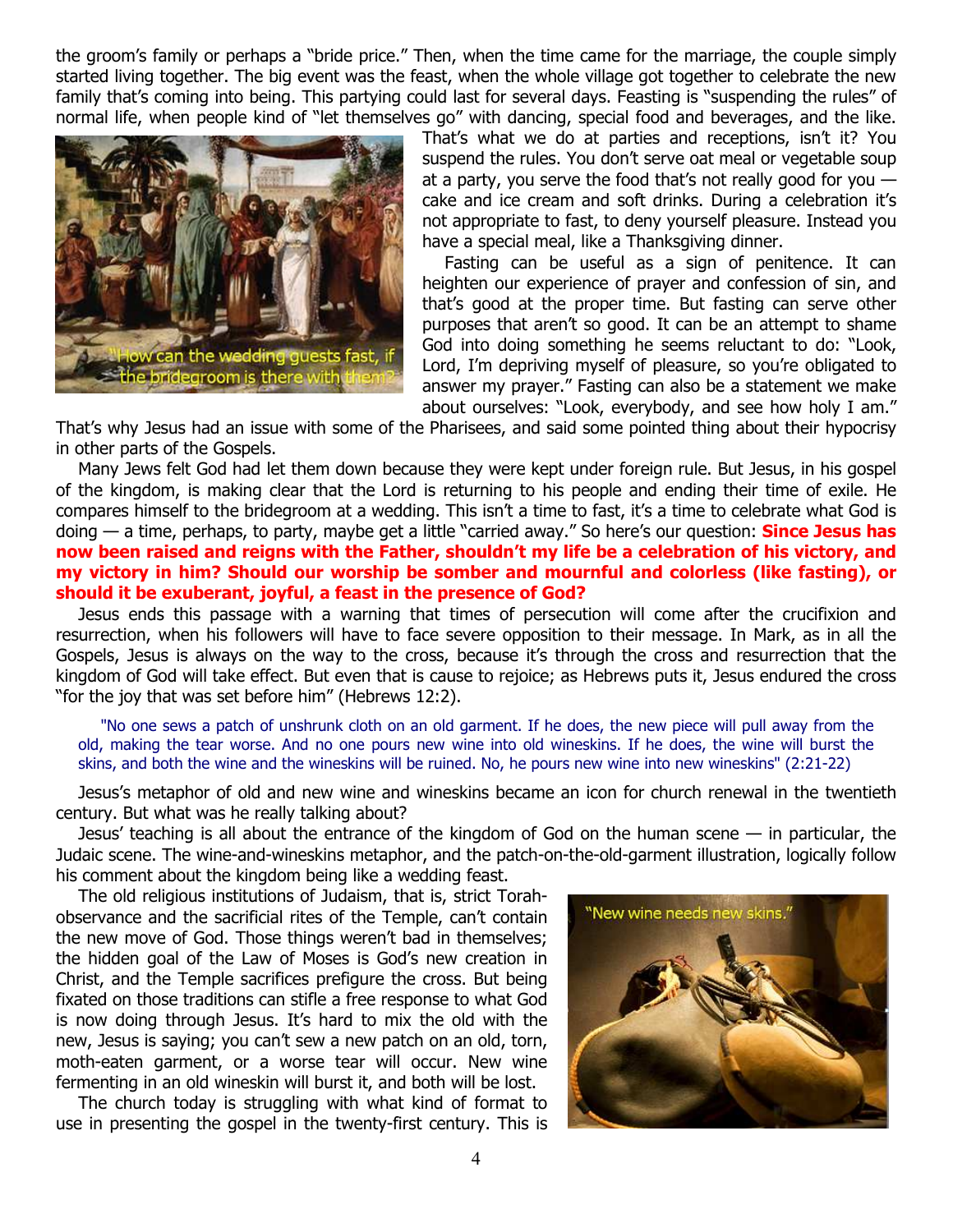the groom's family or perhaps a "bride price." Then, when the time came for the marriage, the couple simply started living together. The big event was the feast, when the whole village got together to celebrate the new family that's coming into being. This partying could last for several days. Feasting is "suspending the rules" of normal life, when people kind of "let themselves go" with dancing, special food and beverages, and the like. That's what we do at parties and receptions, isn't it? You suspend the rules. You don't serve oat meal or vegetable soup at a party, you serve the food that's not really good for you — cake and ice cream and soft drinks. During a celebration it's not appropriate to fast, to deny yourself pleasure. Instead you have a special meal, like a Thanksgiving dinner.

"How can the wedding guests fast, if the bridegroom is there with them?"

Fasting can be useful as a sign of penitence. It can heighten our experience of prayer and confession of sin, and that's good at the proper time. But fasting can serve other purposes that aren't so good. It can be an attempt to shame God into doing something he seems reluctant to do: "Look, Lord, I'm depriving myself of pleasure, so you're obligated to answer my prayer." Fasting can also be a statement we make about ourselves: "Look, everybody, and see how holy I am." That's why Jesus had an issue with some of the Pharisees, and said some pointed thing about their hypocrisy in other parts of the Gospels.

Many Jews felt God had let them down because they were kept under foreign rule. But Jesus, in his gospel of the kingdom, is making clear that the Lord is returning to his people and ending their time of exile. He compares himself to the bridegroom at a wedding. This isn't a time to fast, it's a time to celebrate what God is doing — a time, perhaps, to party, maybe get a little "carried away." So here's our question: **Since Jesus has now been raised and reigns with the Father, shouldn't my life be a celebration of his victory, and my victory in him? Should our worship be somber and mournful and colorless (like fasting), or should it be exuberant, joyful, a feast in the presence of God?**

Jesus ends this passage with a warning that times of persecution will come after the crucifixion and resurrection, when his followers will have to face severe opposition to their message. In Mark, as in all the Gospels, Jesus is always on the way to the cross, because it's through the cross and resurrection that the kingdom of God will take effect. But even that is cause to rejoice; as Hebrews puts it, Jesus endured the cross "for the joy that was set before him" (Hebrews 12:2).

> "No one sews a patch of unshrunk cloth on an old garment. If he does, the new piece will pull away from the old, making the tear worse. And no one pours new wine into old wineskins. If he does, the wine will burst the skins, and both the wine and the wineskins will be ruined. No, he pours new wine into new wineskins" (2:21-22)

Jesus's metaphor of old and new wine and wineskins became an icon for church renewal in the twentieth century. But what was he really talking about?

Jesus' teaching is all about the entrance of the kingdom of God on the human scene — in particular, the Judaic scene. The wine-and-wineskins metaphor, and the patch-on-the-old-garment illustration, logically follow his comment about the kingdom being like a wedding feast.

The old religious institutions of Judaism, that is, strict Torah-observance and the sacrificial rites of the Temple, can't contain the new move of God. Those things weren't bad in themselves; the hidden goal of the Law of Moses is God's new creation in Christ, and the Temple sacrifices prefigure the cross. But being fixated on those traditions can stifle a free response to what God is now doing through Jesus. It's hard to mix the old with the new, Jesus is saying; you can't sew a new patch on an old, torn, moth-eaten garment, or a worse tear will occur. New wine fermenting in an old wineskin will burst it, and both will be lost.

"New wine needs new skins."

The church today is struggling with what kind of format to use in presenting the gospel in the twenty-first century. This is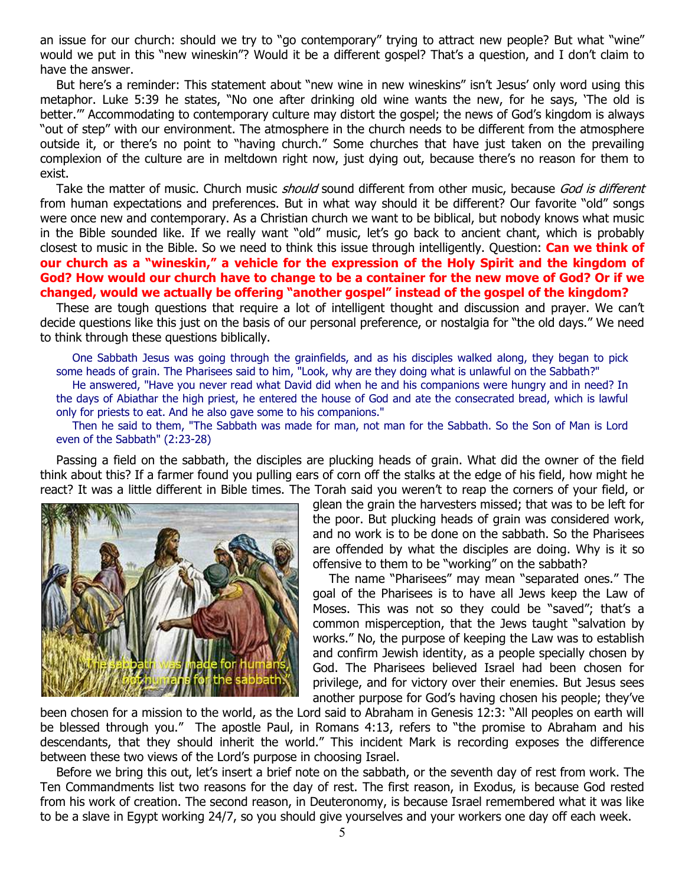an issue for our church: should we try to "go contemporary" trying to attract new people? But what "wine" would we put in this "new wineskin"? Would it be a different gospel? That's a question, and I don't claim to have the answer.

But here's a reminder: This statement about "new wine in new wineskins" isn't Jesus' only word using this metaphor. Luke 5:39 he states, "No one after drinking old wine wants the new, for he says, 'The old is better.'" Accommodating to contemporary culture may distort the gospel; the news of God's kingdom is always "out of step" with our environment. The atmosphere in the church needs to be different from the atmosphere outside it, or there's no point to "having church." Some churches that have just taken on the prevailing complexion of the culture are in meltdown right now, just dying out, because there's no reason for them to exist.

Take the matter of music. Church music *should* sound different from other music, because *God is different* from human expectations and preferences. But in what way should it be different? Our favorite "old" songs were once new and contemporary. As a Christian church we want to be biblical, but nobody knows what music in the Bible sounded like. If we really want "old" music, let's go back to ancient chant, which is probably closest to music in the Bible. So we need to think this issue through intelligently. Question: **Can we think of our church as a "wineskin," a vehicle for the expression of the Holy Spirit and the kingdom of God? How would our church have to change to be a container for the new move of God? Or if we changed, would we actually be offering "another gospel" instead of the gospel of the kingdom?**

These are tough questions that require a lot of intelligent thought and discussion and prayer. We can't decide questions like this just on the basis of our personal preference, or nostalgia for "the old days." We need to think through these questions biblically.

> One Sabbath Jesus was going through the grainfields, and as his disciples walked along, they began to pick some heads of grain. The Pharisees said to him, "Look, why are they doing what is unlawful on the Sabbath?"
>
> He answered, "Have you never read what David did when he and his companions were hungry and in need? In the days of Abiathar the high priest, he entered the house of God and ate the consecrated bread, which is lawful only for priests to eat. And he also gave some to his companions."
>
> Then he said to them, "The Sabbath was made for man, not man for the Sabbath. So the Son of Man is Lord even of the Sabbath" (2:23-28)

Passing a field on the sabbath, the disciples are plucking heads of grain. What did the owner of the field think about this? If a farmer found you pulling ears of corn off the stalks at the edge of his field, how might he react? It was a little different in Bible times. The Torah said you weren't to reap the corners of your field, or glean the grain the harvesters missed; that was to be left for the poor. But plucking heads of grain was considered work, and no work is to be done on the sabbath. So the Pharisees are offended by what the disciples are doing. Why is it so offensive to them to be "working" on the sabbath?

The name "Pharisees" may mean "separated ones." The goal of the Pharisees is to have all Jews keep the Law of Moses. This was not so they could be "saved"; that's a common misperception, that the Jews taught "salvation by works." No, the purpose of keeping the Law was to establish and confirm Jewish identity, as a people specially chosen by God. The Pharisees believed Israel had been chosen for privilege, and for victory over their enemies. But Jesus sees another purpose for God's having chosen his people; they've been chosen for a mission to the world, as the Lord said to Abraham in Genesis 12:3: "All peoples on earth will be blessed through you." The apostle Paul, in Romans 4:13, refers to "the promise to Abraham and his descendants, that they should inherit the world." This incident Mark is recording exposes the difference between these two views of the Lord's purpose in choosing Israel.

Before we bring this out, let's insert a brief note on the sabbath, or the seventh day of rest from work. The Ten Commandments list two reasons for the day of rest. The first reason, in Exodus, is because God rested from his work of creation. The second reason, in Deuteronomy, is because Israel remembered what it was like to be a slave in Egypt working 24/7, so you should give yourselves and your workers one day off each week.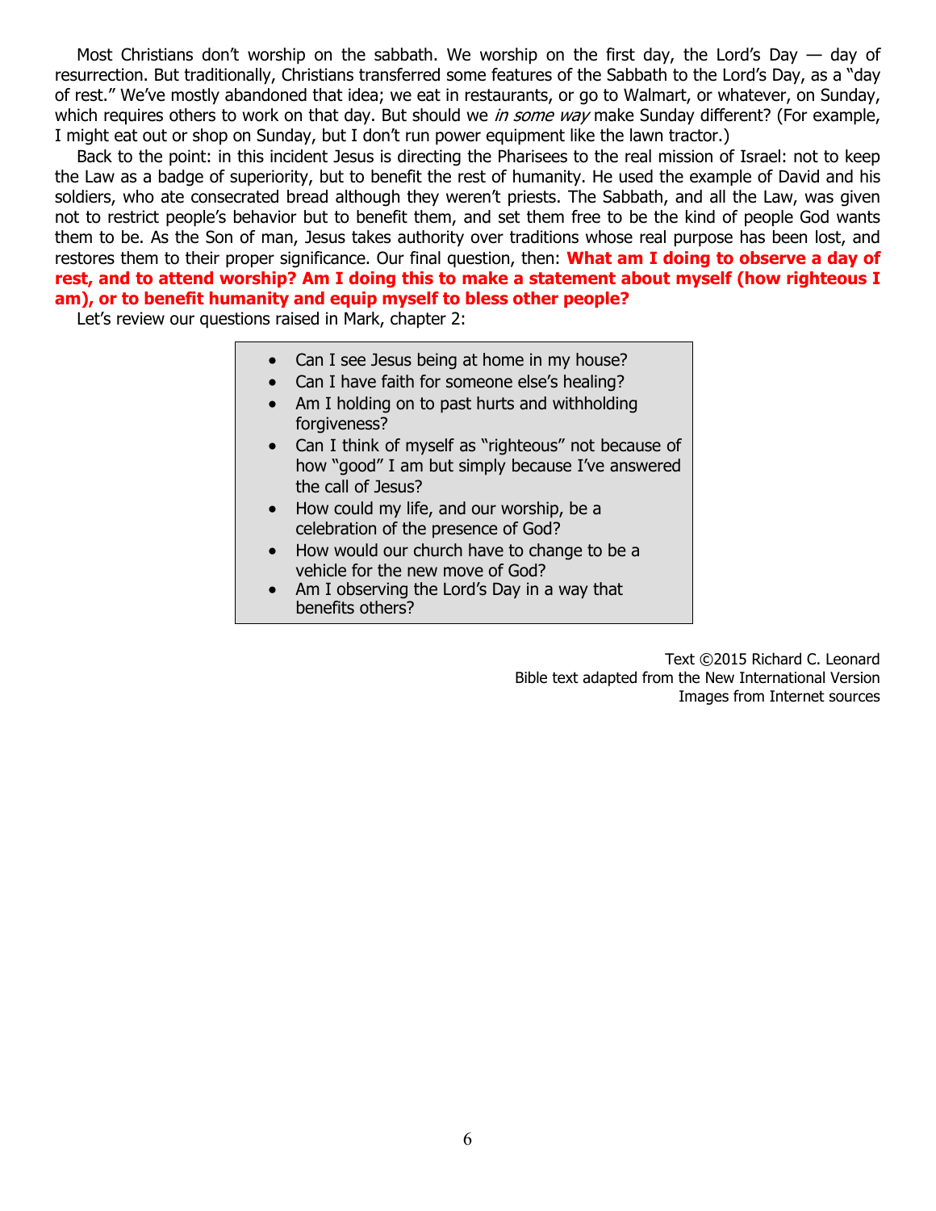Most Christians don't worship on the sabbath. We worship on the first day, the Lord's Day — day of resurrection. But traditionally, Christians transferred some features of the Sabbath to the Lord's Day, as a "day of rest." We've mostly abandoned that idea; we eat in restaurants, or go to Walmart, or whatever, on Sunday, which requires others to work on that day. But should we *in some way* make Sunday different? (For example, I might eat out or shop on Sunday, but I don't run power equipment like the lawn tractor.)

Back to the point: in this incident Jesus is directing the Pharisees to the real mission of Israel: not to keep the Law as a badge of superiority, but to benefit the rest of humanity. He used the example of David and his soldiers, who ate consecrated bread although they weren't priests. The Sabbath, and all the Law, was given not to restrict people's behavior but to benefit them, and set them free to be the kind of people God wants them to be. As the Son of man, Jesus takes authority over traditions whose real purpose has been lost, and restores them to their proper significance. Our final question, then: **What am I doing to observe a day of rest, and to attend worship? Am I doing this to make a statement about myself (how righteous I am), or to benefit humanity and equip myself to bless other people?**

Let's review our questions raised in Mark, chapter 2:

- Can I see Jesus being at home in my house?
- Can I have faith for someone else's healing?
- Am I holding on to past hurts and withholding forgiveness?
- Can I think of myself as "righteous" not because of how "good" I am but simply because I've answered the call of Jesus?
- How could my life, and our worship, be a celebration of the presence of God?
- How would our church have to change to be a vehicle for the new move of God?
- Am I observing the Lord's Day in a way that benefits others?

Text ©2015 Richard C. Leonard
Bible text adapted from the New International Version
Images from Internet sources